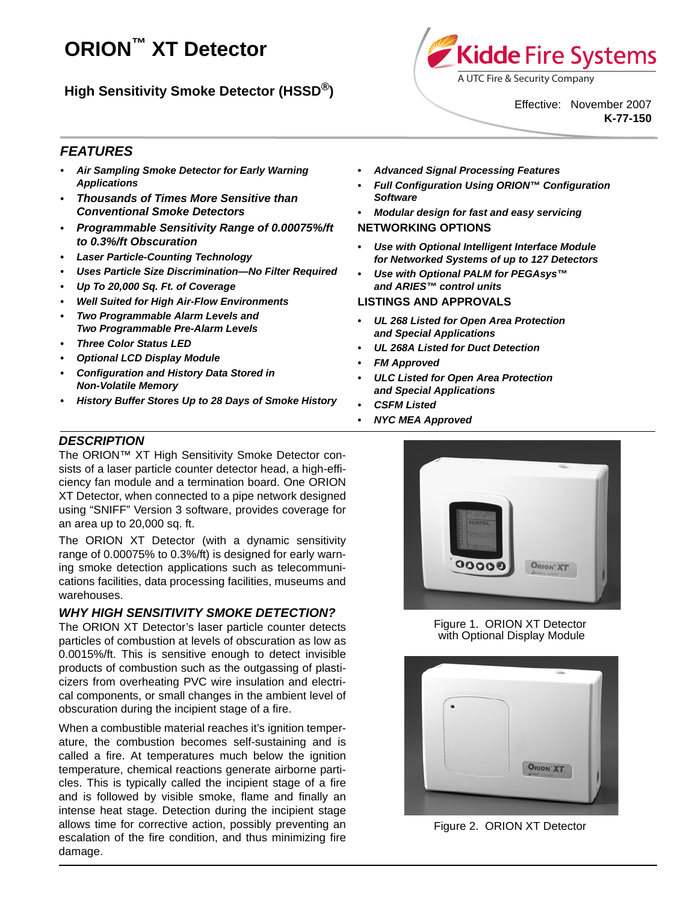# ORION™ XT Detector

## High Sensitivity Smoke Detector (HSSD®)

Kidde Fire Systems
A UTC Fire & Security Company

Effective: November 2007
**K-77-150**

## FEATURES

- ***Air Sampling Smoke Detector for Early Warning Applications***
- ***Thousands of Times More Sensitive than Conventional Smoke Detectors***
- ***Programmable Sensitivity Range of 0.00075%/ft to 0.3%/ft Obscuration***
- ***Laser Particle-Counting Technology***
- ***Uses Particle Size Discrimination—No Filter Required***
- ***Up To 20,000 Sq. Ft. of Coverage***
- ***Well Suited for High Air-Flow Environments***
- ***Two Programmable Alarm Levels and Two Programmable Pre-Alarm Levels***
- ***Three Color Status LED***
- ***Optional LCD Display Module***
- ***Configuration and History Data Stored in Non-Volatile Memory***
- ***History Buffer Stores Up to 28 Days of Smoke History***
- ***Advanced Signal Processing Features***
- ***Full Configuration Using ORION™ Configuration Software***
- ***Modular design for fast and easy servicing***

### NETWORKING OPTIONS

- ***Use with Optional Intelligent Interface Module for Networked Systems of up to 127 Detectors***
- ***Use with Optional PALM for PEGAsys™ and ARIES™ control units***

### LISTINGS AND APPROVALS

- ***UL 268 Listed for Open Area Protection and Special Applications***
- ***UL 268A Listed for Duct Detection***
- ***FM Approved***
- ***ULC Listed for Open Area Protection and Special Applications***
- ***CSFM Listed***
- ***NYC MEA Approved***

## DESCRIPTION

The ORION™ XT High Sensitivity Smoke Detector consists of a laser particle counter detector head, a high-efficiency fan module and a termination board. One ORION XT Detector, when connected to a pipe network designed using "SNIFF" Version 3 software, provides coverage for an area up to 20,000 sq. ft.

The ORION XT Detector (with a dynamic sensitivity range of 0.00075% to 0.3%/ft) is designed for early warning smoke detection applications such as telecommunications facilities, data processing facilities, museums and warehouses.

## WHY HIGH SENSITIVITY SMOKE DETECTION?

The ORION XT Detector's laser particle counter detects particles of combustion at levels of obscuration as low as 0.0015%/ft. This is sensitive enough to detect invisible products of combustion such as the outgassing of plasticizers from overheating PVC wire insulation and electrical components, or small changes in the ambient level of obscuration during the incipient stage of a fire.

When a combustible material reaches it's ignition temperature, the combustion becomes self-sustaining and is called a fire. At temperatures much below the ignition temperature, chemical reactions generate airborne particles. This is typically called the incipient stage of a fire and is followed by visible smoke, flame and finally an intense heat stage. Detection during the incipient stage allows time for corrective action, possibly preventing an escalation of the fire condition, and thus minimizing fire damage.

Figure 1. ORION XT Detector with Optional Display Module

Figure 2. ORION XT Detector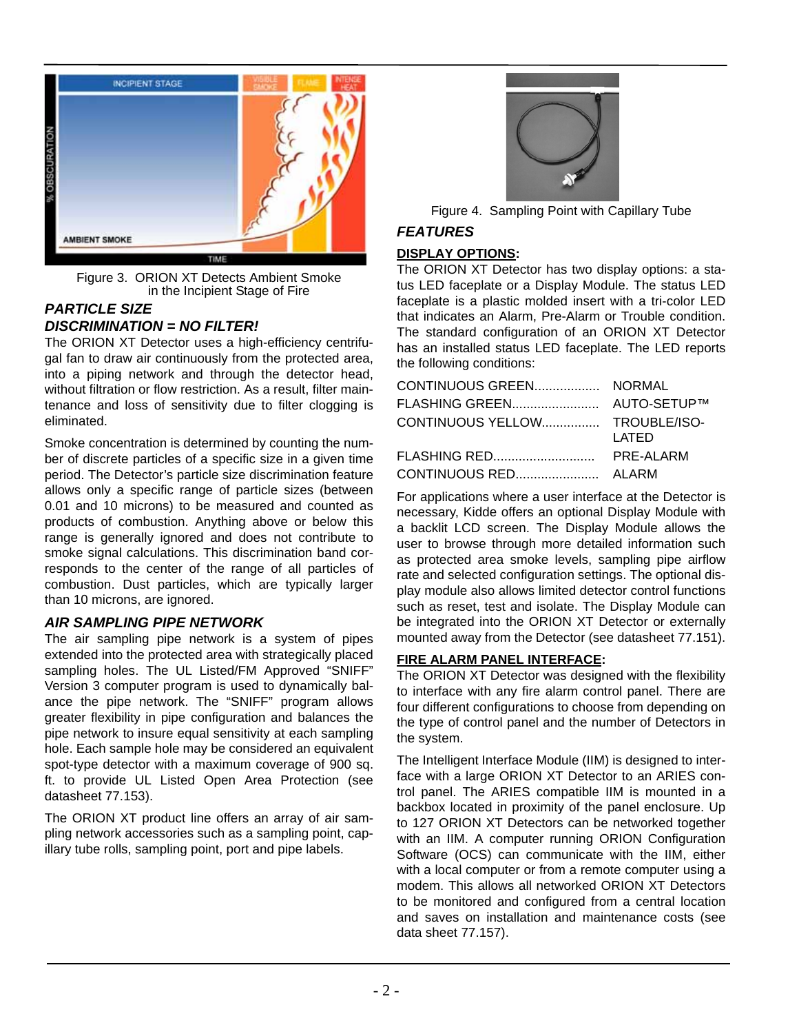Figure 3. ORION XT Detects Ambient Smoke in the Incipient Stage of Fire

### *PARTICLE SIZE DISCRIMINATION = NO FILTER!*

The ORION XT Detector uses a high-efficiency centrifugal fan to draw air continuously from the protected area, into a piping network and through the detector head, without filtration or flow restriction. As a result, filter maintenance and loss of sensitivity due to filter clogging is eliminated.

Smoke concentration is determined by counting the number of discrete particles of a specific size in a given time period. The Detector's particle size discrimination feature allows only a specific range of particle sizes (between 0.01 and 10 microns) to be measured and counted as products of combustion. Anything above or below this range is generally ignored and does not contribute to smoke signal calculations. This discrimination band corresponds to the center of the range of all particles of combustion. Dust particles, which are typically larger than 10 microns, are ignored.

### *AIR SAMPLING PIPE NETWORK*

The air sampling pipe network is a system of pipes extended into the protected area with strategically placed sampling holes. The UL Listed/FM Approved "SNIFF" Version 3 computer program is used to dynamically balance the pipe network. The "SNIFF" program allows greater flexibility in pipe configuration and balances the pipe network to insure equal sensitivity at each sampling hole. Each sample hole may be considered an equivalent spot-type detector with a maximum coverage of 900 sq. ft. to provide UL Listed Open Area Protection (see datasheet 77.153).

The ORION XT product line offers an array of air sampling network accessories such as a sampling point, capillary tube rolls, sampling point, port and pipe labels.

Figure 4. Sampling Point with Capillary Tube

## *FEATURES*

**DISPLAY OPTIONS:**

The ORION XT Detector has two display options: a status LED faceplate or a Display Module. The status LED faceplate is a plastic molded insert with a tri-color LED that indicates an Alarm, Pre-Alarm or Trouble condition. The standard configuration of an ORION XT Detector has an installed status LED faceplate. The LED reports the following conditions:

| | |
|---|---|
| CONTINUOUS GREEN.................. | NORMAL |
| FLASHING GREEN........................ | AUTO-SETUP™ |
| CONTINUOUS YELLOW................ | TROUBLE/ISOLATED |
| FLASHING RED............................ | PRE-ALARM |
| CONTINUOUS RED....................... | ALARM |

For applications where a user interface at the Detector is necessary, Kidde offers an optional Display Module with a backlit LCD screen. The Display Module allows the user to browse through more detailed information such as protected area smoke levels, sampling pipe airflow rate and selected configuration settings. The optional display module also allows limited detector control functions such as reset, test and isolate. The Display Module can be integrated into the ORION XT Detector or externally mounted away from the Detector (see datasheet 77.151).

**FIRE ALARM PANEL INTERFACE:**

The ORION XT Detector was designed with the flexibility to interface with any fire alarm control panel. There are four different configurations to choose from depending on the type of control panel and the number of Detectors in the system.

The Intelligent Interface Module (IIM) is designed to interface with a large ORION XT Detector to an ARIES control panel. The ARIES compatible IIM is mounted in a backbox located in proximity of the panel enclosure. Up to 127 ORION XT Detectors can be networked together with an IIM. A computer running ORION Configuration Software (OCS) can communicate with the IIM, either with a local computer or from a remote computer using a modem. This allows all networked ORION XT Detectors to be monitored and configured from a central location and saves on installation and maintenance costs (see data sheet 77.157).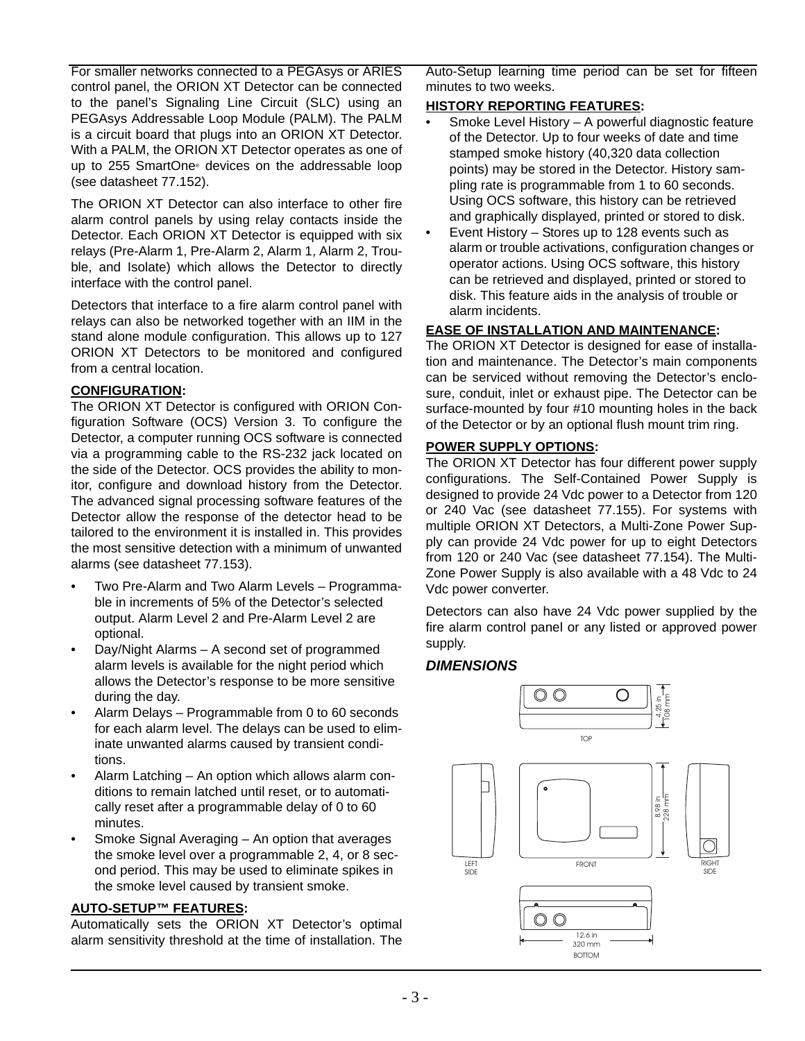For smaller networks connected to a PEGAsys or ARIES control panel, the ORION XT Detector can be connected to the panel's Signaling Line Circuit (SLC) using an PEGAsys Addressable Loop Module (PALM). The PALM is a circuit board that plugs into an ORION XT Detector. With a PALM, the ORION XT Detector operates as one of up to 255 SmartOne® devices on the addressable loop (see datasheet 77.152).

The ORION XT Detector can also interface to other fire alarm control panels by using relay contacts inside the Detector. Each ORION XT Detector is equipped with six relays (Pre-Alarm 1, Pre-Alarm 2, Alarm 1, Alarm 2, Trouble, and Isolate) which allows the Detector to directly interface with the control panel.

Detectors that interface to a fire alarm control panel with relays can also be networked together with an IIM in the stand alone module configuration. This allows up to 127 ORION XT Detectors to be monitored and configured from a central location.

**CONFIGURATION:**

The ORION XT Detector is configured with ORION Configuration Software (OCS) Version 3. To configure the Detector, a computer running OCS software is connected via a programming cable to the RS-232 jack located on the side of the Detector. OCS provides the ability to monitor, configure and download history from the Detector. The advanced signal processing software features of the Detector allow the response of the detector head to be tailored to the environment it is installed in. This provides the most sensitive detection with a minimum of unwanted alarms (see datasheet 77.153).

- Two Pre-Alarm and Two Alarm Levels – Programmable in increments of 5% of the Detector's selected output. Alarm Level 2 and Pre-Alarm Level 2 are optional.
- Day/Night Alarms – A second set of programmed alarm levels is available for the night period which allows the Detector's response to be more sensitive during the day.
- Alarm Delays – Programmable from 0 to 60 seconds for each alarm level. The delays can be used to eliminate unwanted alarms caused by transient conditions.
- Alarm Latching – An option which allows alarm conditions to remain latched until reset, or to automatically reset after a programmable delay of 0 to 60 minutes.
- Smoke Signal Averaging – An option that averages the smoke level over a programmable 2, 4, or 8 second period. This may be used to eliminate spikes in the smoke level caused by transient smoke.

**AUTO-SETUP™ FEATURES:**

Automatically sets the ORION XT Detector's optimal alarm sensitivity threshold at the time of installation. The Auto-Setup learning time period can be set for fifteen minutes to two weeks.

**HISTORY REPORTING FEATURES:**

- Smoke Level History – A powerful diagnostic feature of the Detector. Up to four weeks of date and time stamped smoke history (40,320 data collection points) may be stored in the Detector. History sampling rate is programmable from 1 to 60 seconds. Using OCS software, this history can be retrieved and graphically displayed, printed or stored to disk.
- Event History – Stores up to 128 events such as alarm or trouble activations, configuration changes or operator actions. Using OCS software, this history can be retrieved and displayed, printed or stored to disk. This feature aids in the analysis of trouble or alarm incidents.

**EASE OF INSTALLATION AND MAINTENANCE:**

The ORION XT Detector is designed for ease of installation and maintenance. The Detector's main components can be serviced without removing the Detector's enclosure, conduit, inlet or exhaust pipe. The Detector can be surface-mounted by four #10 mounting holes in the back of the Detector or by an optional flush mount trim ring.

**POWER SUPPLY OPTIONS:**

The ORION XT Detector has four different power supply configurations. The Self-Contained Power Supply is designed to provide 24 Vdc power to a Detector from 120 or 240 Vac (see datasheet 77.155). For systems with multiple ORION XT Detectors, a Multi-Zone Power Supply can provide 24 Vdc power for up to eight Detectors from 120 or 240 Vac (see datasheet 77.154). The Multi-Zone Power Supply is also available with a 48 Vdc to 24 Vdc power converter.

Detectors can also have 24 Vdc power supplied by the fire alarm control panel or any listed or approved power supply.

## *DIMENSIONS*

TOP: 4.25 in / 108 mm

FRONT: 8.98 in / 228 mm

LEFT SIDE &nbsp;&nbsp; RIGHT SIDE

BOTTOM: 12.6 in / 320 mm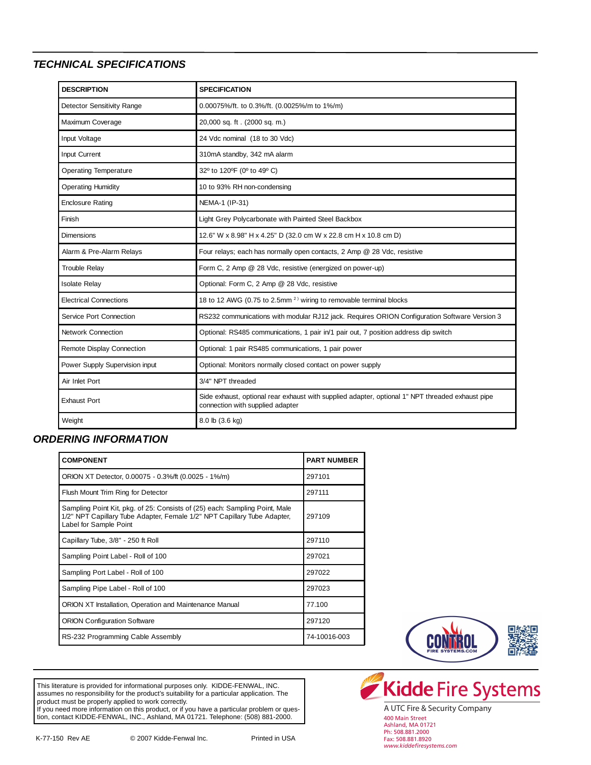## TECHNICAL SPECIFICATIONS

| DESCRIPTION | SPECIFICATION |
|---|---|
| Detector Sensitivity Range | 0.00075%/ft. to 0.3%/ft. (0.0025%/m to 1%/m) |
| Maximum Coverage | 20,000 sq. ft . (2000 sq. m.) |
| Input Voltage | 24 Vdc nominal (18 to 30 Vdc) |
| Input Current | 310mA standby, 342 mA alarm |
| Operating Temperature | 32º to 120ºF (0º to 49º C) |
| Operating Humidity | 10 to 93% RH non-condensing |
| Enclosure Rating | NEMA-1 (IP-31) |
| Finish | Light Grey Polycarbonate with Painted Steel Backbox |
| Dimensions | 12.6" W x 8.98" H x 4.25" D (32.0 cm W x 22.8 cm H x 10.8 cm D) |
| Alarm & Pre-Alarm Relays | Four relays; each has normally open contacts, 2 Amp @ 28 Vdc, resistive |
| Trouble Relay | Form C, 2 Amp @ 28 Vdc, resistive (energized on power-up) |
| Isolate Relay | Optional: Form C, 2 Amp @ 28 Vdc, resistive |
| Electrical Connections | 18 to 12 AWG (0.75 to 2.5mm $^{2}$) wiring to removable terminal blocks |
| Service Port Connection | RS232 communications with modular RJ12 jack. Requires ORION Configuration Software Version 3 |
| Network Connection | Optional: RS485 communications, 1 pair in/1 pair out, 7 position address dip switch |
| Remote Display Connection | Optional: 1 pair RS485 communications, 1 pair power |
| Power Supply Supervision input | Optional: Monitors normally closed contact on power supply |
| Air Inlet Port | 3/4" NPT threaded |
| Exhaust Port | Side exhaust, optional rear exhaust with supplied adapter, optional 1" NPT threaded exhaust pipe connection with supplied adapter |
| Weight | 8.0 lb (3.6 kg) |

## ORDERING INFORMATION

| COMPONENT | PART NUMBER |
|---|---|
| ORION XT Detector, 0.00075 - 0.3%/ft (0.0025 - 1%/m) | 297101 |
| Flush Mount Trim Ring for Detector | 297111 |
| Sampling Point Kit, pkg. of 25: Consists of (25) each: Sampling Point, Male 1/2" NPT Capillary Tube Adapter, Female 1/2" NPT Capillary Tube Adapter, Label for Sample Point | 297109 |
| Capillary Tube, 3/8" - 250 ft Roll | 297110 |
| Sampling Point Label - Roll of 100 | 297021 |
| Sampling Port Label - Roll of 100 | 297022 |
| Sampling Pipe Label - Roll of 100 | 297023 |
| ORION XT Installation, Operation and Maintenance Manual | 77.100 |
| ORION Configuration Software | 297120 |
| RS-232 Programming Cable Assembly | 74-10016-003 |

CONTROL FIRE SYSTEMS.COM

This literature is provided for informational purposes only. KIDDE-FENWAL, INC. assumes no responsibility for the product's suitability for a particular application. The product must be properly applied to work correctly.
If you need more information on this product, or if you have a particular problem or question, contact KIDDE-FENWAL, INC., Ashland, MA 01721. Telephone: (508) 881-2000.

**Kidde Fire Systems**
A UTC Fire & Security Company
400 Main Street
Ashland, MA 01721
Ph: 508.881.2000
Fax: 508.881.8920
www.kiddefiresystems.com

K-77-150 Rev AE © 2007 Kidde-Fenwal Inc. Printed in USA